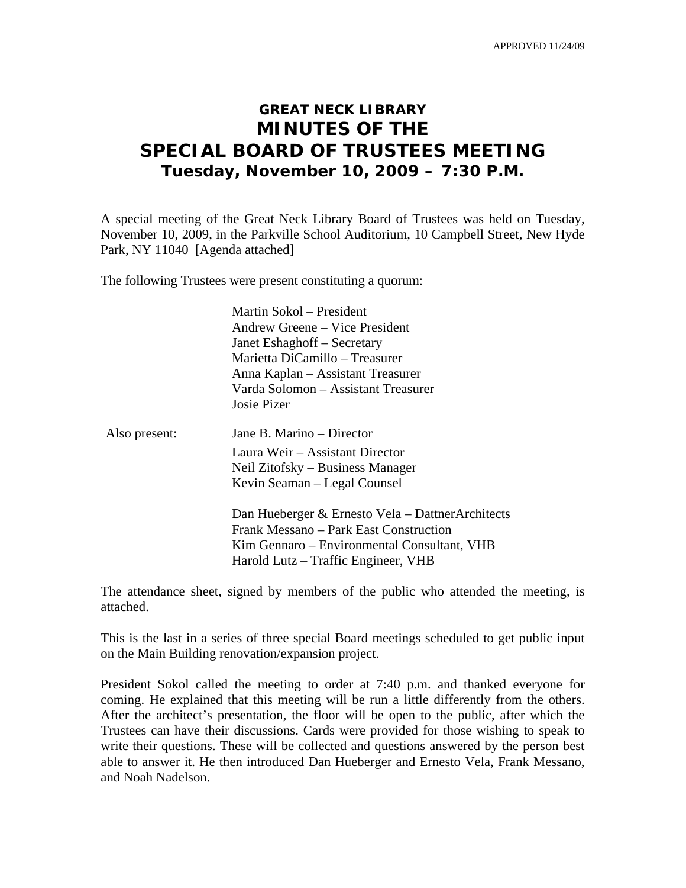APPROVED 11/24/09

# GREAT NECK LIBRARY
# MINUTES OF THE
# SPECIAL BOARD OF TRUSTEES MEETING
## Tuesday, November 10, 2009 – 7:30 P.M.

A special meeting of the Great Neck Library Board of Trustees was held on Tuesday, November 10, 2009, in the Parkville School Auditorium, 10 Campbell Street, New Hyde Park, NY 11040 [Agenda attached]

The following Trustees were present constituting a quorum:

Martin Sokol – President
Andrew Greene – Vice President
Janet Eshaghoff – Secretary
Marietta DiCamillo – Treasurer
Anna Kaplan – Assistant Treasurer
Varda Solomon – Assistant Treasurer
Josie Pizer

Also present:

Jane B. Marino – Director
Laura Weir – Assistant Director
Neil Zitofsky – Business Manager
Kevin Seaman – Legal Counsel

Dan Hueberger & Ernesto Vela – DattnerArchitects
Frank Messano – Park East Construction
Kim Gennaro – Environmental Consultant, VHB
Harold Lutz – Traffic Engineer, VHB

The attendance sheet, signed by members of the public who attended the meeting, is attached.

This is the last in a series of three special Board meetings scheduled to get public input on the Main Building renovation/expansion project.

President Sokol called the meeting to order at 7:40 p.m. and thanked everyone for coming. He explained that this meeting will be run a little differently from the others. After the architect's presentation, the floor will be open to the public, after which the Trustees can have their discussions. Cards were provided for those wishing to speak to write their questions. These will be collected and questions answered by the person best able to answer it. He then introduced Dan Hueberger and Ernesto Vela, Frank Messano, and Noah Nadelson.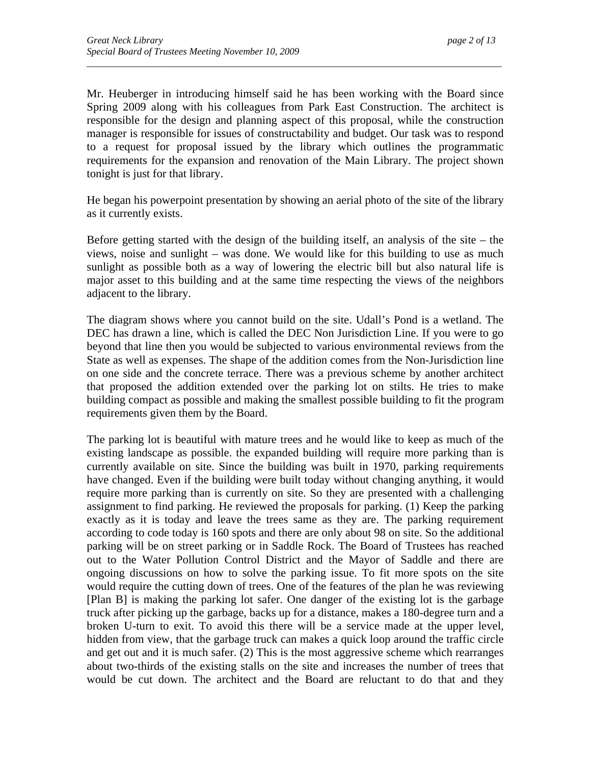Mr. Heuberger in introducing himself said he has been working with the Board since Spring 2009 along with his colleagues from Park East Construction. The architect is responsible for the design and planning aspect of this proposal, while the construction manager is responsible for issues of constructability and budget. Our task was to respond to a request for proposal issued by the library which outlines the programmatic requirements for the expansion and renovation of the Main Library. The project shown tonight is just for that library.

He began his powerpoint presentation by showing an aerial photo of the site of the library as it currently exists.

Before getting started with the design of the building itself, an analysis of the site – the views, noise and sunlight – was done. We would like for this building to use as much sunlight as possible both as a way of lowering the electric bill but also natural life is major asset to this building and at the same time respecting the views of the neighbors adjacent to the library.

The diagram shows where you cannot build on the site. Udall's Pond is a wetland. The DEC has drawn a line, which is called the DEC Non Jurisdiction Line. If you were to go beyond that line then you would be subjected to various environmental reviews from the State as well as expenses. The shape of the addition comes from the Non-Jurisdiction line on one side and the concrete terrace. There was a previous scheme by another architect that proposed the addition extended over the parking lot on stilts. He tries to make building compact as possible and making the smallest possible building to fit the program requirements given them by the Board.

The parking lot is beautiful with mature trees and he would like to keep as much of the existing landscape as possible. the expanded building will require more parking than is currently available on site. Since the building was built in 1970, parking requirements have changed. Even if the building were built today without changing anything, it would require more parking than is currently on site. So they are presented with a challenging assignment to find parking. He reviewed the proposals for parking. (1) Keep the parking exactly as it is today and leave the trees same as they are. The parking requirement according to code today is 160 spots and there are only about 98 on site. So the additional parking will be on street parking or in Saddle Rock. The Board of Trustees has reached out to the Water Pollution Control District and the Mayor of Saddle and there are ongoing discussions on how to solve the parking issue. To fit more spots on the site would require the cutting down of trees. One of the features of the plan he was reviewing [Plan B] is making the parking lot safer. One danger of the existing lot is the garbage truck after picking up the garbage, backs up for a distance, makes a 180-degree turn and a broken U-turn to exit. To avoid this there will be a service made at the upper level, hidden from view, that the garbage truck can makes a quick loop around the traffic circle and get out and it is much safer. (2) This is the most aggressive scheme which rearranges about two-thirds of the existing stalls on the site and increases the number of trees that would be cut down. The architect and the Board are reluctant to do that and they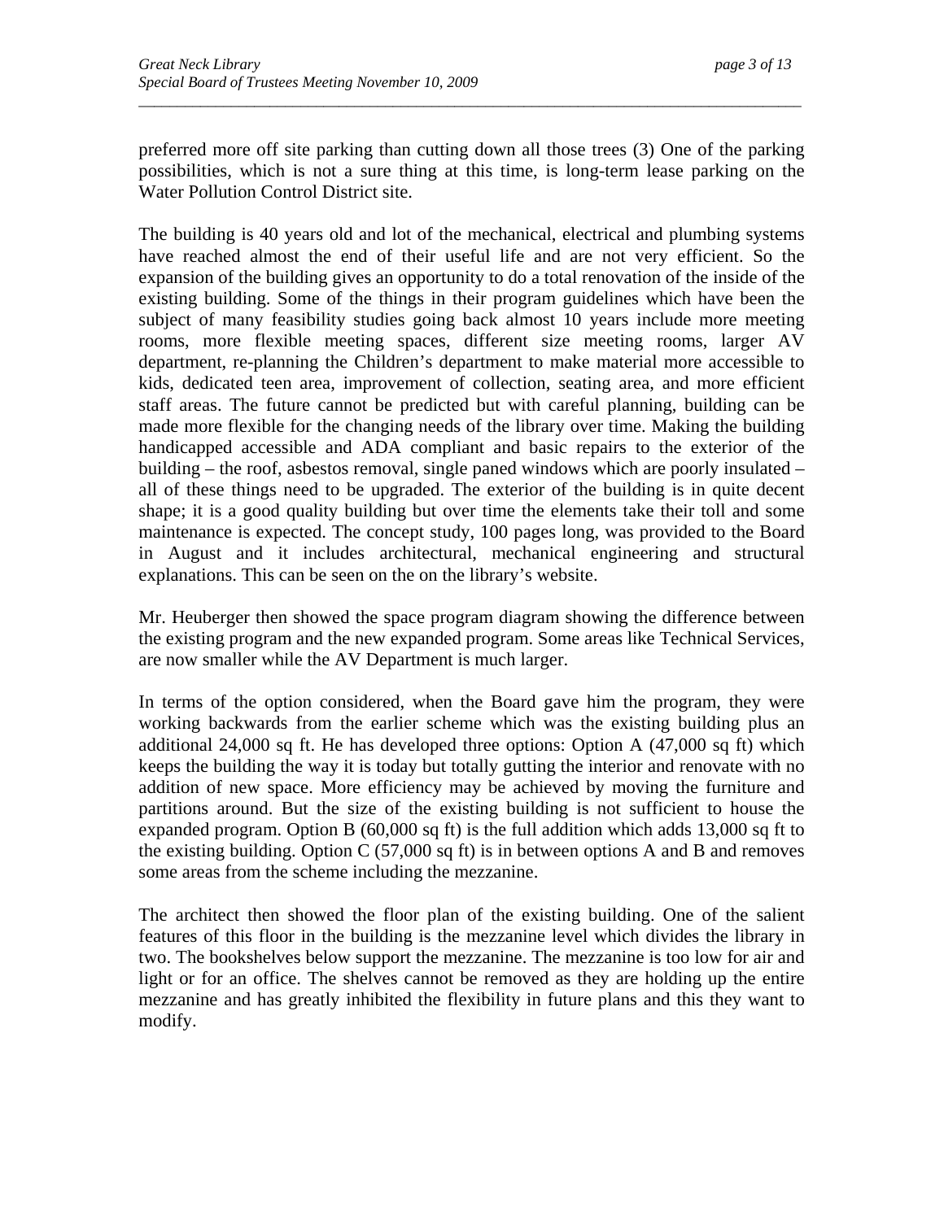preferred more off site parking than cutting down all those trees (3) One of the parking possibilities, which is not a sure thing at this time, is long-term lease parking on the Water Pollution Control District site.

The building is 40 years old and lot of the mechanical, electrical and plumbing systems have reached almost the end of their useful life and are not very efficient. So the expansion of the building gives an opportunity to do a total renovation of the inside of the existing building. Some of the things in their program guidelines which have been the subject of many feasibility studies going back almost 10 years include more meeting rooms, more flexible meeting spaces, different size meeting rooms, larger AV department, re-planning the Children's department to make material more accessible to kids, dedicated teen area, improvement of collection, seating area, and more efficient staff areas. The future cannot be predicted but with careful planning, building can be made more flexible for the changing needs of the library over time. Making the building handicapped accessible and ADA compliant and basic repairs to the exterior of the building – the roof, asbestos removal, single paned windows which are poorly insulated – all of these things need to be upgraded. The exterior of the building is in quite decent shape; it is a good quality building but over time the elements take their toll and some maintenance is expected. The concept study, 100 pages long, was provided to the Board in August and it includes architectural, mechanical engineering and structural explanations. This can be seen on the on the library's website.

Mr. Heuberger then showed the space program diagram showing the difference between the existing program and the new expanded program. Some areas like Technical Services, are now smaller while the AV Department is much larger.

In terms of the option considered, when the Board gave him the program, they were working backwards from the earlier scheme which was the existing building plus an additional 24,000 sq ft. He has developed three options: Option A (47,000 sq ft) which keeps the building the way it is today but totally gutting the interior and renovate with no addition of new space. More efficiency may be achieved by moving the furniture and partitions around. But the size of the existing building is not sufficient to house the expanded program. Option B (60,000 sq ft) is the full addition which adds 13,000 sq ft to the existing building. Option C (57,000 sq ft) is in between options A and B and removes some areas from the scheme including the mezzanine.

The architect then showed the floor plan of the existing building. One of the salient features of this floor in the building is the mezzanine level which divides the library in two. The bookshelves below support the mezzanine. The mezzanine is too low for air and light or for an office. The shelves cannot be removed as they are holding up the entire mezzanine and has greatly inhibited the flexibility in future plans and this they want to modify.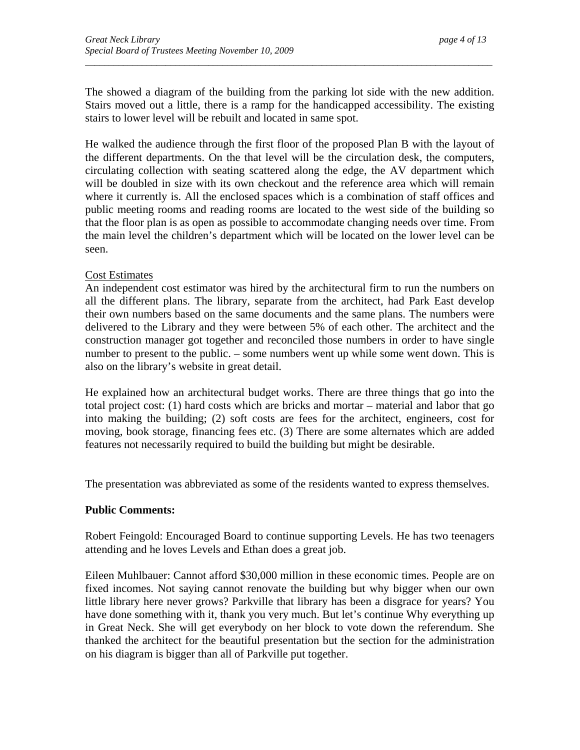The showed a diagram of the building from the parking lot side with the new addition. Stairs moved out a little, there is a ramp for the handicapped accessibility. The existing stairs to lower level will be rebuilt and located in same spot.

He walked the audience through the first floor of the proposed Plan B with the layout of the different departments. On the that level will be the circulation desk, the computers, circulating collection with seating scattered along the edge, the AV department which will be doubled in size with its own checkout and the reference area which will remain where it currently is. All the enclosed spaces which is a combination of staff offices and public meeting rooms and reading rooms are located to the west side of the building so that the floor plan is as open as possible to accommodate changing needs over time. From the main level the children's department which will be located on the lower level can be seen.

<u>Cost Estimates</u>

An independent cost estimator was hired by the architectural firm to run the numbers on all the different plans. The library, separate from the architect, had Park East develop their own numbers based on the same documents and the same plans. The numbers were delivered to the Library and they were between 5% of each other. The architect and the construction manager got together and reconciled those numbers in order to have single number to present to the public. – some numbers went up while some went down. This is also on the library's website in great detail.

He explained how an architectural budget works. There are three things that go into the total project cost: (1) hard costs which are bricks and mortar – material and labor that go into making the building; (2) soft costs are fees for the architect, engineers, cost for moving, book storage, financing fees etc. (3) There are some alternates which are added features not necessarily required to build the building but might be desirable.

The presentation was abbreviated as some of the residents wanted to express themselves.

**Public Comments:**

Robert Feingold: Encouraged Board to continue supporting Levels. He has two teenagers attending and he loves Levels and Ethan does a great job.

Eileen Muhlbauer: Cannot afford $30,000 million in these economic times. People are on fixed incomes. Not saying cannot renovate the building but why bigger when our own little library here never grows? Parkville that library has been a disgrace for years? You have done something with it, thank you very much. But let's continue Why everything up in Great Neck. She will get everybody on her block to vote down the referendum. She thanked the architect for the beautiful presentation but the section for the administration on his diagram is bigger than all of Parkville put together.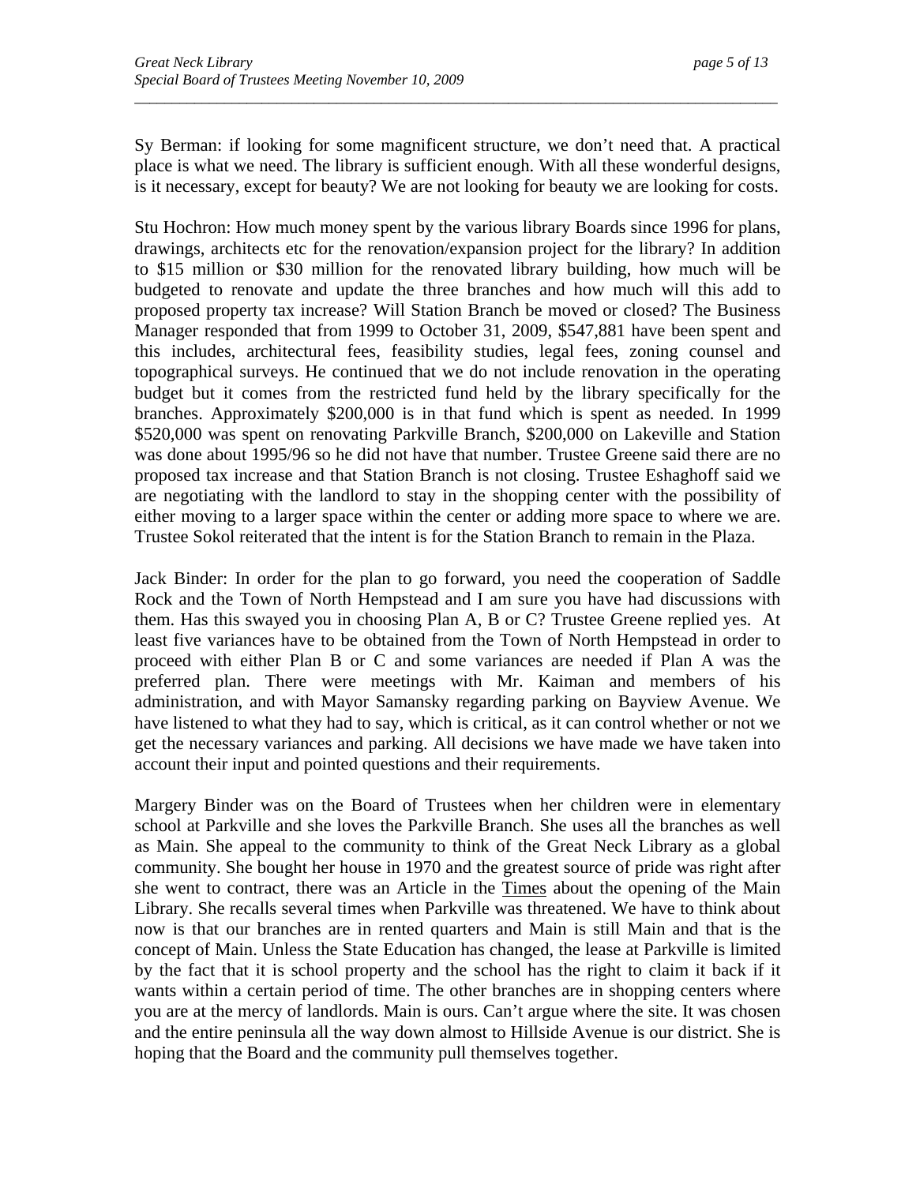Sy Berman: if looking for some magnificent structure, we don't need that. A practical place is what we need. The library is sufficient enough. With all these wonderful designs, is it necessary, except for beauty? We are not looking for beauty we are looking for costs.

Stu Hochron: How much money spent by the various library Boards since 1996 for plans, drawings, architects etc for the renovation/expansion project for the library? In addition to $15 million or $30 million for the renovated library building, how much will be budgeted to renovate and update the three branches and how much will this add to proposed property tax increase? Will Station Branch be moved or closed? The Business Manager responded that from 1999 to October 31, 2009, $547,881 have been spent and this includes, architectural fees, feasibility studies, legal fees, zoning counsel and topographical surveys. He continued that we do not include renovation in the operating budget but it comes from the restricted fund held by the library specifically for the branches. Approximately $200,000 is in that fund which is spent as needed. In 1999 $520,000 was spent on renovating Parkville Branch, $200,000 on Lakeville and Station was done about 1995/96 so he did not have that number. Trustee Greene said there are no proposed tax increase and that Station Branch is not closing. Trustee Eshaghoff said we are negotiating with the landlord to stay in the shopping center with the possibility of either moving to a larger space within the center or adding more space to where we are. Trustee Sokol reiterated that the intent is for the Station Branch to remain in the Plaza.

Jack Binder: In order for the plan to go forward, you need the cooperation of Saddle Rock and the Town of North Hempstead and I am sure you have had discussions with them. Has this swayed you in choosing Plan A, B or C? Trustee Greene replied yes. At least five variances have to be obtained from the Town of North Hempstead in order to proceed with either Plan B or C and some variances are needed if Plan A was the preferred plan. There were meetings with Mr. Kaiman and members of his administration, and with Mayor Samansky regarding parking on Bayview Avenue. We have listened to what they had to say, which is critical, as it can control whether or not we get the necessary variances and parking. All decisions we have made we have taken into account their input and pointed questions and their requirements.

Margery Binder was on the Board of Trustees when her children were in elementary school at Parkville and she loves the Parkville Branch. She uses all the branches as well as Main. She appeal to the community to think of the Great Neck Library as a global community. She bought her house in 1970 and the greatest source of pride was right after she went to contract, there was an Article in the Times about the opening of the Main Library. She recalls several times when Parkville was threatened. We have to think about now is that our branches are in rented quarters and Main is still Main and that is the concept of Main. Unless the State Education has changed, the lease at Parkville is limited by the fact that it is school property and the school has the right to claim it back if it wants within a certain period of time. The other branches are in shopping centers where you are at the mercy of landlords. Main is ours. Can't argue where the site. It was chosen and the entire peninsula all the way down almost to Hillside Avenue is our district. She is hoping that the Board and the community pull themselves together.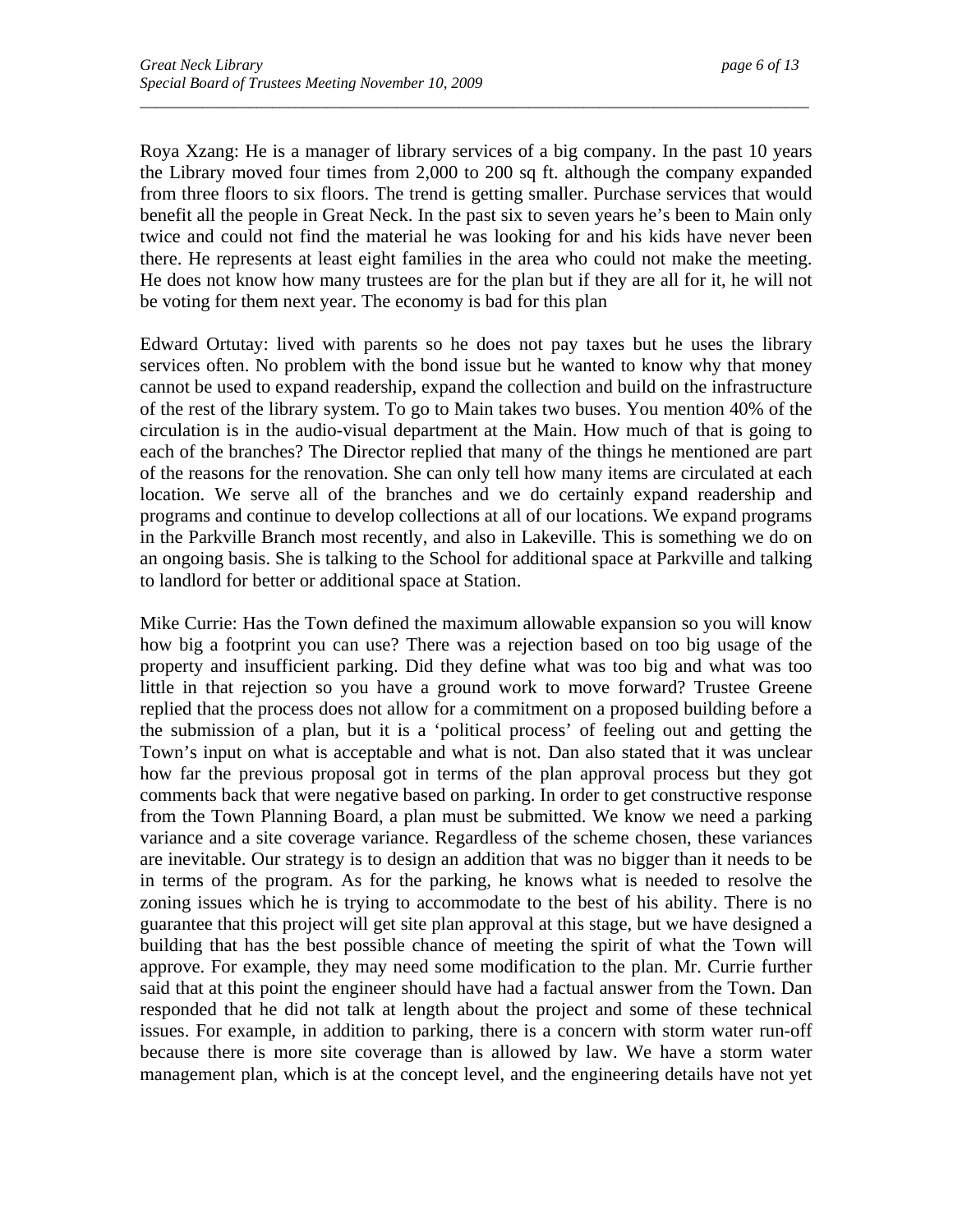Roya Xzang: He is a manager of library services of a big company. In the past 10 years the Library moved four times from 2,000 to 200 sq ft. although the company expanded from three floors to six floors. The trend is getting smaller. Purchase services that would benefit all the people in Great Neck. In the past six to seven years he's been to Main only twice and could not find the material he was looking for and his kids have never been there. He represents at least eight families in the area who could not make the meeting. He does not know how many trustees are for the plan but if they are all for it, he will not be voting for them next year. The economy is bad for this plan

Edward Ortutay: lived with parents so he does not pay taxes but he uses the library services often. No problem with the bond issue but he wanted to know why that money cannot be used to expand readership, expand the collection and build on the infrastructure of the rest of the library system. To go to Main takes two buses. You mention 40% of the circulation is in the audio-visual department at the Main. How much of that is going to each of the branches? The Director replied that many of the things he mentioned are part of the reasons for the renovation. She can only tell how many items are circulated at each location. We serve all of the branches and we do certainly expand readership and programs and continue to develop collections at all of our locations. We expand programs in the Parkville Branch most recently, and also in Lakeville. This is something we do on an ongoing basis. She is talking to the School for additional space at Parkville and talking to landlord for better or additional space at Station.

Mike Currie: Has the Town defined the maximum allowable expansion so you will know how big a footprint you can use? There was a rejection based on too big usage of the property and insufficient parking. Did they define what was too big and what was too little in that rejection so you have a ground work to move forward? Trustee Greene replied that the process does not allow for a commitment on a proposed building before a the submission of a plan, but it is a 'political process' of feeling out and getting the Town's input on what is acceptable and what is not. Dan also stated that it was unclear how far the previous proposal got in terms of the plan approval process but they got comments back that were negative based on parking. In order to get constructive response from the Town Planning Board, a plan must be submitted. We know we need a parking variance and a site coverage variance. Regardless of the scheme chosen, these variances are inevitable. Our strategy is to design an addition that was no bigger than it needs to be in terms of the program. As for the parking, he knows what is needed to resolve the zoning issues which he is trying to accommodate to the best of his ability. There is no guarantee that this project will get site plan approval at this stage, but we have designed a building that has the best possible chance of meeting the spirit of what the Town will approve. For example, they may need some modification to the plan. Mr. Currie further said that at this point the engineer should have had a factual answer from the Town. Dan responded that he did not talk at length about the project and some of these technical issues. For example, in addition to parking, there is a concern with storm water run-off because there is more site coverage than is allowed by law. We have a storm water management plan, which is at the concept level, and the engineering details have not yet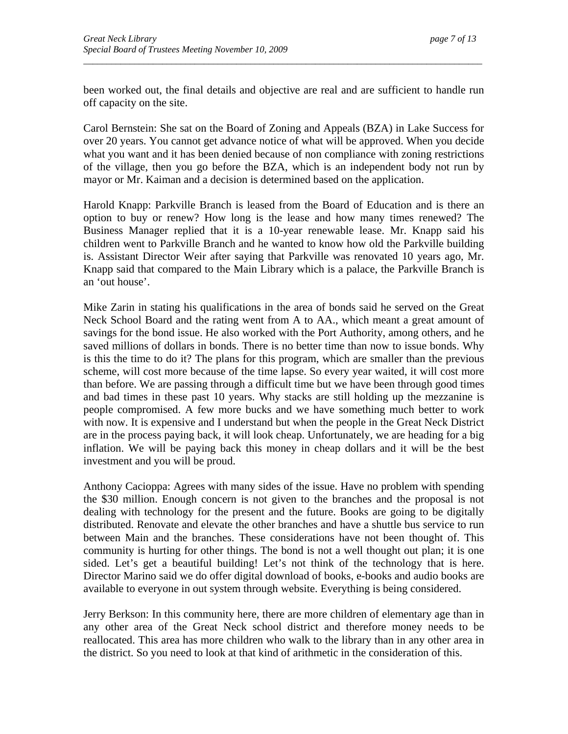been worked out, the final details and objective are real and are sufficient to handle run off capacity on the site.

Carol Bernstein: She sat on the Board of Zoning and Appeals (BZA) in Lake Success for over 20 years. You cannot get advance notice of what will be approved. When you decide what you want and it has been denied because of non compliance with zoning restrictions of the village, then you go before the BZA, which is an independent body not run by mayor or Mr. Kaiman and a decision is determined based on the application.

Harold Knapp: Parkville Branch is leased from the Board of Education and is there an option to buy or renew? How long is the lease and how many times renewed? The Business Manager replied that it is a 10-year renewable lease. Mr. Knapp said his children went to Parkville Branch and he wanted to know how old the Parkville building is. Assistant Director Weir after saying that Parkville was renovated 10 years ago, Mr. Knapp said that compared to the Main Library which is a palace, the Parkville Branch is an 'out house'.

Mike Zarin in stating his qualifications in the area of bonds said he served on the Great Neck School Board and the rating went from A to AA., which meant a great amount of savings for the bond issue. He also worked with the Port Authority, among others, and he saved millions of dollars in bonds. There is no better time than now to issue bonds. Why is this the time to do it? The plans for this program, which are smaller than the previous scheme, will cost more because of the time lapse. So every year waited, it will cost more than before. We are passing through a difficult time but we have been through good times and bad times in these past 10 years. Why stacks are still holding up the mezzanine is people compromised. A few more bucks and we have something much better to work with now. It is expensive and I understand but when the people in the Great Neck District are in the process paying back, it will look cheap. Unfortunately, we are heading for a big inflation. We will be paying back this money in cheap dollars and it will be the best investment and you will be proud.

Anthony Cacioppa: Agrees with many sides of the issue. Have no problem with spending the $30 million. Enough concern is not given to the branches and the proposal is not dealing with technology for the present and the future. Books are going to be digitally distributed. Renovate and elevate the other branches and have a shuttle bus service to run between Main and the branches. These considerations have not been thought of. This community is hurting for other things. The bond is not a well thought out plan; it is one sided. Let's get a beautiful building! Let's not think of the technology that is here. Director Marino said we do offer digital download of books, e-books and audio books are available to everyone in out system through website. Everything is being considered.

Jerry Berkson: In this community here, there are more children of elementary age than in any other area of the Great Neck school district and therefore money needs to be reallocated. This area has more children who walk to the library than in any other area in the district. So you need to look at that kind of arithmetic in the consideration of this.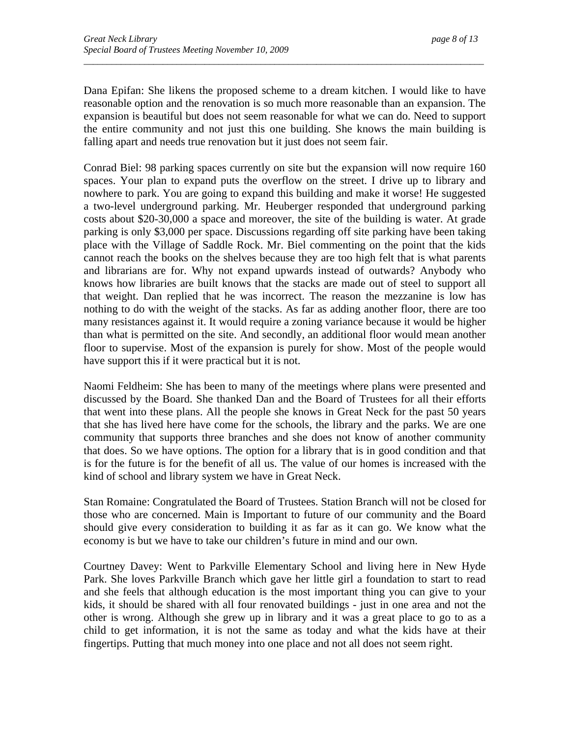Dana Epifan: She likens the proposed scheme to a dream kitchen. I would like to have reasonable option and the renovation is so much more reasonable than an expansion. The expansion is beautiful but does not seem reasonable for what we can do. Need to support the entire community and not just this one building. She knows the main building is falling apart and needs true renovation but it just does not seem fair.

Conrad Biel: 98 parking spaces currently on site but the expansion will now require 160 spaces. Your plan to expand puts the overflow on the street. I drive up to library and nowhere to park. You are going to expand this building and make it worse! He suggested a two-level underground parking. Mr. Heuberger responded that underground parking costs about $20-30,000 a space and moreover, the site of the building is water. At grade parking is only $3,000 per space. Discussions regarding off site parking have been taking place with the Village of Saddle Rock. Mr. Biel commenting on the point that the kids cannot reach the books on the shelves because they are too high felt that is what parents and librarians are for. Why not expand upwards instead of outwards? Anybody who knows how libraries are built knows that the stacks are made out of steel to support all that weight. Dan replied that he was incorrect. The reason the mezzanine is low has nothing to do with the weight of the stacks. As far as adding another floor, there are too many resistances against it. It would require a zoning variance because it would be higher than what is permitted on the site. And secondly, an additional floor would mean another floor to supervise. Most of the expansion is purely for show. Most of the people would have support this if it were practical but it is not.

Naomi Feldheim: She has been to many of the meetings where plans were presented and discussed by the Board. She thanked Dan and the Board of Trustees for all their efforts that went into these plans. All the people she knows in Great Neck for the past 50 years that she has lived here have come for the schools, the library and the parks. We are one community that supports three branches and she does not know of another community that does. So we have options. The option for a library that is in good condition and that is for the future is for the benefit of all us. The value of our homes is increased with the kind of school and library system we have in Great Neck.

Stan Romaine: Congratulated the Board of Trustees. Station Branch will not be closed for those who are concerned. Main is Important to future of our community and the Board should give every consideration to building it as far as it can go. We know what the economy is but we have to take our children's future in mind and our own.

Courtney Davey: Went to Parkville Elementary School and living here in New Hyde Park. She loves Parkville Branch which gave her little girl a foundation to start to read and she feels that although education is the most important thing you can give to your kids, it should be shared with all four renovated buildings - just in one area and not the other is wrong. Although she grew up in library and it was a great place to go to as a child to get information, it is not the same as today and what the kids have at their fingertips. Putting that much money into one place and not all does not seem right.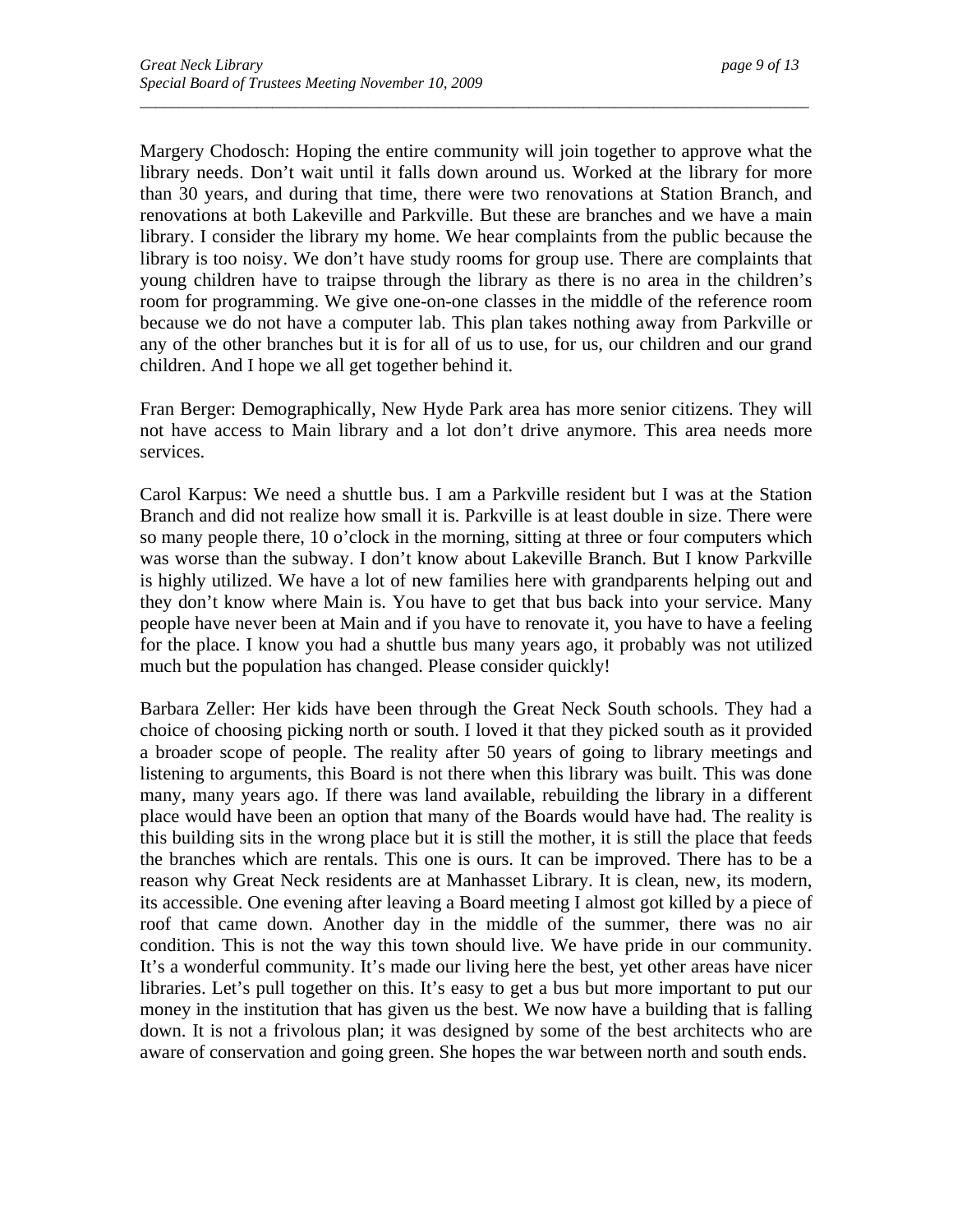Margery Chodosch: Hoping the entire community will join together to approve what the library needs. Don't wait until it falls down around us. Worked at the library for more than 30 years, and during that time, there were two renovations at Station Branch, and renovations at both Lakeville and Parkville. But these are branches and we have a main library. I consider the library my home. We hear complaints from the public because the library is too noisy. We don't have study rooms for group use. There are complaints that young children have to traipse through the library as there is no area in the children's room for programming. We give one-on-one classes in the middle of the reference room because we do not have a computer lab. This plan takes nothing away from Parkville or any of the other branches but it is for all of us to use, for us, our children and our grand children. And I hope we all get together behind it.

Fran Berger: Demographically, New Hyde Park area has more senior citizens. They will not have access to Main library and a lot don't drive anymore. This area needs more services.

Carol Karpus: We need a shuttle bus. I am a Parkville resident but I was at the Station Branch and did not realize how small it is. Parkville is at least double in size. There were so many people there, 10 o'clock in the morning, sitting at three or four computers which was worse than the subway. I don't know about Lakeville Branch. But I know Parkville is highly utilized. We have a lot of new families here with grandparents helping out and they don't know where Main is. You have to get that bus back into your service. Many people have never been at Main and if you have to renovate it, you have to have a feeling for the place. I know you had a shuttle bus many years ago, it probably was not utilized much but the population has changed. Please consider quickly!

Barbara Zeller: Her kids have been through the Great Neck South schools. They had a choice of choosing picking north or south. I loved it that they picked south as it provided a broader scope of people. The reality after 50 years of going to library meetings and listening to arguments, this Board is not there when this library was built. This was done many, many years ago. If there was land available, rebuilding the library in a different place would have been an option that many of the Boards would have had. The reality is this building sits in the wrong place but it is still the mother, it is still the place that feeds the branches which are rentals. This one is ours. It can be improved. There has to be a reason why Great Neck residents are at Manhasset Library. It is clean, new, its modern, its accessible. One evening after leaving a Board meeting I almost got killed by a piece of roof that came down. Another day in the middle of the summer, there was no air condition. This is not the way this town should live. We have pride in our community. It's a wonderful community. It's made our living here the best, yet other areas have nicer libraries. Let's pull together on this. It's easy to get a bus but more important to put our money in the institution that has given us the best. We now have a building that is falling down. It is not a frivolous plan; it was designed by some of the best architects who are aware of conservation and going green. She hopes the war between north and south ends.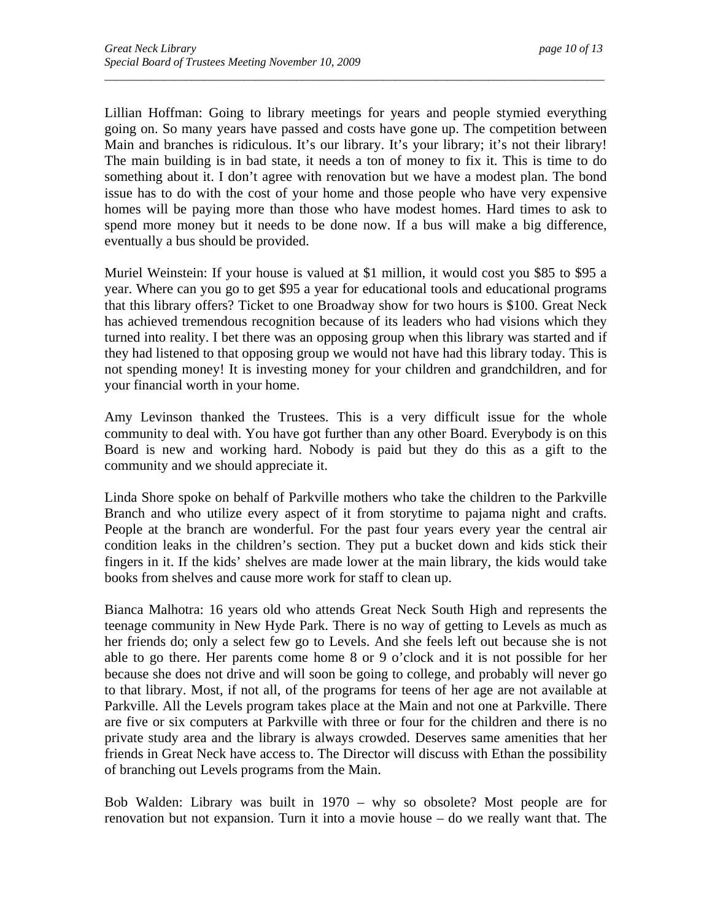Lillian Hoffman: Going to library meetings for years and people stymied everything going on. So many years have passed and costs have gone up. The competition between Main and branches is ridiculous. It's our library. It's your library; it's not their library! The main building is in bad state, it needs a ton of money to fix it. This is time to do something about it. I don't agree with renovation but we have a modest plan. The bond issue has to do with the cost of your home and those people who have very expensive homes will be paying more than those who have modest homes. Hard times to ask to spend more money but it needs to be done now. If a bus will make a big difference, eventually a bus should be provided.

Muriel Weinstein: If your house is valued at $1 million, it would cost you $85 to $95 a year. Where can you go to get $95 a year for educational tools and educational programs that this library offers? Ticket to one Broadway show for two hours is $100. Great Neck has achieved tremendous recognition because of its leaders who had visions which they turned into reality. I bet there was an opposing group when this library was started and if they had listened to that opposing group we would not have had this library today. This is not spending money! It is investing money for your children and grandchildren, and for your financial worth in your home.

Amy Levinson thanked the Trustees. This is a very difficult issue for the whole community to deal with. You have got further than any other Board. Everybody is on this Board is new and working hard. Nobody is paid but they do this as a gift to the community and we should appreciate it.

Linda Shore spoke on behalf of Parkville mothers who take the children to the Parkville Branch and who utilize every aspect of it from storytime to pajama night and crafts. People at the branch are wonderful. For the past four years every year the central air condition leaks in the children's section. They put a bucket down and kids stick their fingers in it. If the kids' shelves are made lower at the main library, the kids would take books from shelves and cause more work for staff to clean up.

Bianca Malhotra: 16 years old who attends Great Neck South High and represents the teenage community in New Hyde Park. There is no way of getting to Levels as much as her friends do; only a select few go to Levels. And she feels left out because she is not able to go there. Her parents come home 8 or 9 o'clock and it is not possible for her because she does not drive and will soon be going to college, and probably will never go to that library. Most, if not all, of the programs for teens of her age are not available at Parkville. All the Levels program takes place at the Main and not one at Parkville. There are five or six computers at Parkville with three or four for the children and there is no private study area and the library is always crowded. Deserves same amenities that her friends in Great Neck have access to. The Director will discuss with Ethan the possibility of branching out Levels programs from the Main.

Bob Walden: Library was built in 1970 – why so obsolete? Most people are for renovation but not expansion. Turn it into a movie house – do we really want that. The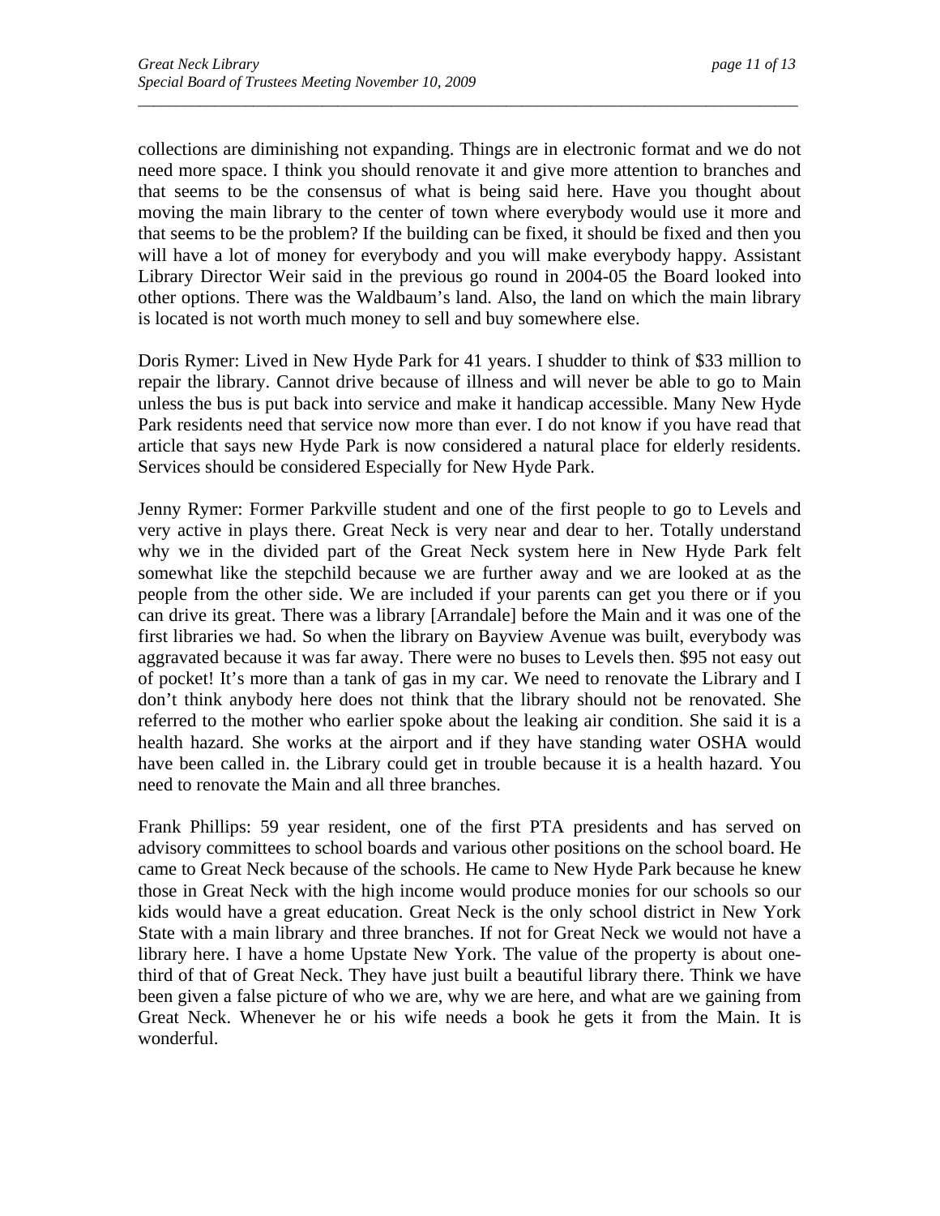collections are diminishing not expanding. Things are in electronic format and we do not need more space. I think you should renovate it and give more attention to branches and that seems to be the consensus of what is being said here. Have you thought about moving the main library to the center of town where everybody would use it more and that seems to be the problem? If the building can be fixed, it should be fixed and then you will have a lot of money for everybody and you will make everybody happy. Assistant Library Director Weir said in the previous go round in 2004-05 the Board looked into other options. There was the Waldbaum's land. Also, the land on which the main library is located is not worth much money to sell and buy somewhere else.

Doris Rymer: Lived in New Hyde Park for 41 years. I shudder to think of $33 million to repair the library. Cannot drive because of illness and will never be able to go to Main unless the bus is put back into service and make it handicap accessible. Many New Hyde Park residents need that service now more than ever. I do not know if you have read that article that says new Hyde Park is now considered a natural place for elderly residents. Services should be considered Especially for New Hyde Park.

Jenny Rymer: Former Parkville student and one of the first people to go to Levels and very active in plays there. Great Neck is very near and dear to her. Totally understand why we in the divided part of the Great Neck system here in New Hyde Park felt somewhat like the stepchild because we are further away and we are looked at as the people from the other side. We are included if your parents can get you there or if you can drive its great. There was a library [Arrandale] before the Main and it was one of the first libraries we had. So when the library on Bayview Avenue was built, everybody was aggravated because it was far away. There were no buses to Levels then. $95 not easy out of pocket! It's more than a tank of gas in my car. We need to renovate the Library and I don't think anybody here does not think that the library should not be renovated. She referred to the mother who earlier spoke about the leaking air condition. She said it is a health hazard. She works at the airport and if they have standing water OSHA would have been called in. the Library could get in trouble because it is a health hazard. You need to renovate the Main and all three branches.

Frank Phillips: 59 year resident, one of the first PTA presidents and has served on advisory committees to school boards and various other positions on the school board. He came to Great Neck because of the schools. He came to New Hyde Park because he knew those in Great Neck with the high income would produce monies for our schools so our kids would have a great education. Great Neck is the only school district in New York State with a main library and three branches. If not for Great Neck we would not have a library here. I have a home Upstate New York. The value of the property is about one-third of that of Great Neck. They have just built a beautiful library there. Think we have been given a false picture of who we are, why we are here, and what are we gaining from Great Neck. Whenever he or his wife needs a book he gets it from the Main. It is wonderful.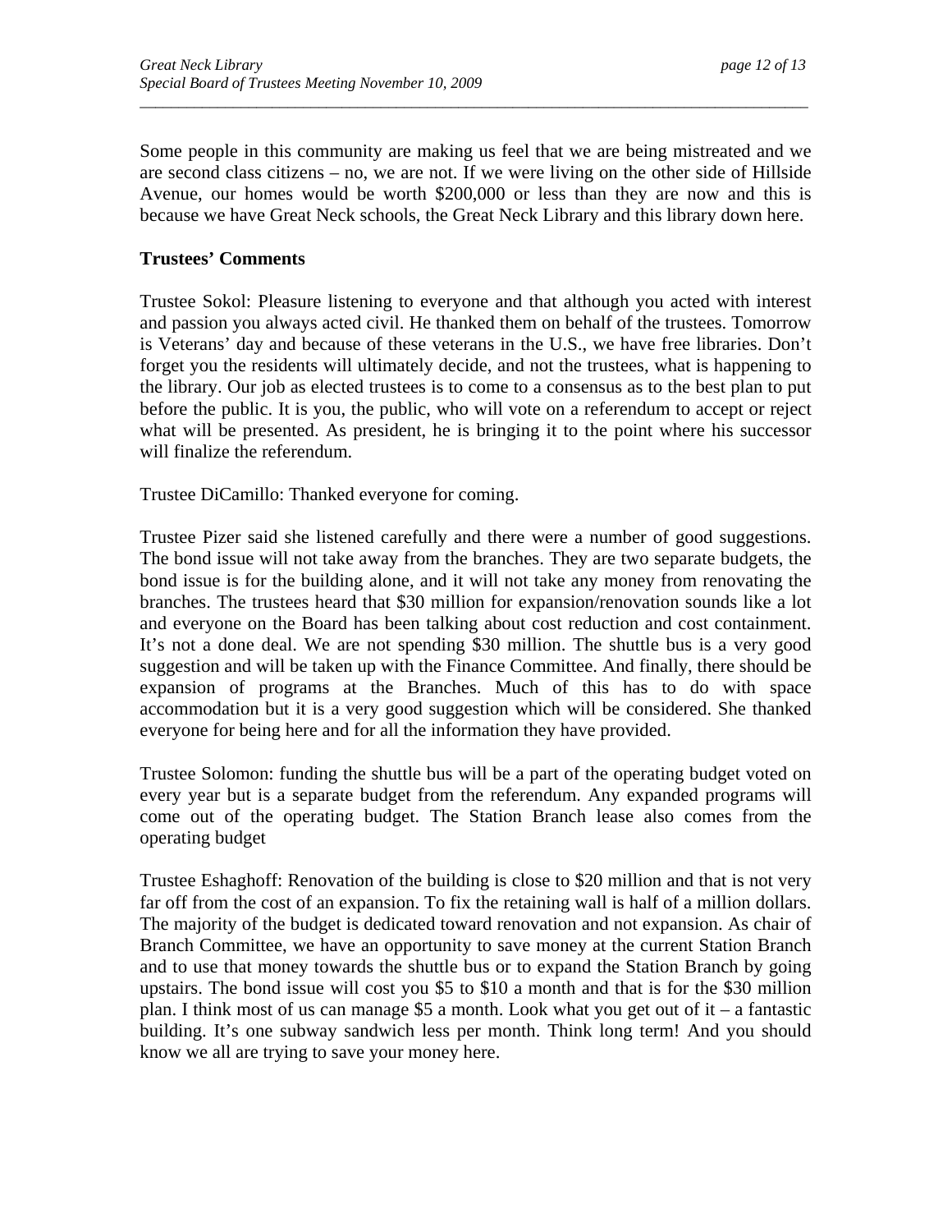Some people in this community are making us feel that we are being mistreated and we are second class citizens – no, we are not. If we were living on the other side of Hillside Avenue, our homes would be worth $200,000 or less than they are now and this is because we have Great Neck schools, the Great Neck Library and this library down here.

**Trustees' Comments**

Trustee Sokol: Pleasure listening to everyone and that although you acted with interest and passion you always acted civil. He thanked them on behalf of the trustees. Tomorrow is Veterans' day and because of these veterans in the U.S., we have free libraries. Don't forget you the residents will ultimately decide, and not the trustees, what is happening to the library. Our job as elected trustees is to come to a consensus as to the best plan to put before the public. It is you, the public, who will vote on a referendum to accept or reject what will be presented. As president, he is bringing it to the point where his successor will finalize the referendum.

Trustee DiCamillo: Thanked everyone for coming.

Trustee Pizer said she listened carefully and there were a number of good suggestions. The bond issue will not take away from the branches. They are two separate budgets, the bond issue is for the building alone, and it will not take any money from renovating the branches. The trustees heard that $30 million for expansion/renovation sounds like a lot and everyone on the Board has been talking about cost reduction and cost containment. It's not a done deal. We are not spending $30 million. The shuttle bus is a very good suggestion and will be taken up with the Finance Committee. And finally, there should be expansion of programs at the Branches. Much of this has to do with space accommodation but it is a very good suggestion which will be considered. She thanked everyone for being here and for all the information they have provided.

Trustee Solomon: funding the shuttle bus will be a part of the operating budget voted on every year but is a separate budget from the referendum. Any expanded programs will come out of the operating budget. The Station Branch lease also comes from the operating budget

Trustee Eshaghoff: Renovation of the building is close to $20 million and that is not very far off from the cost of an expansion. To fix the retaining wall is half of a million dollars. The majority of the budget is dedicated toward renovation and not expansion. As chair of Branch Committee, we have an opportunity to save money at the current Station Branch and to use that money towards the shuttle bus or to expand the Station Branch by going upstairs. The bond issue will cost you $5 to $10 a month and that is for the $30 million plan. I think most of us can manage $5 a month. Look what you get out of it – a fantastic building. It's one subway sandwich less per month. Think long term! And you should know we all are trying to save your money here.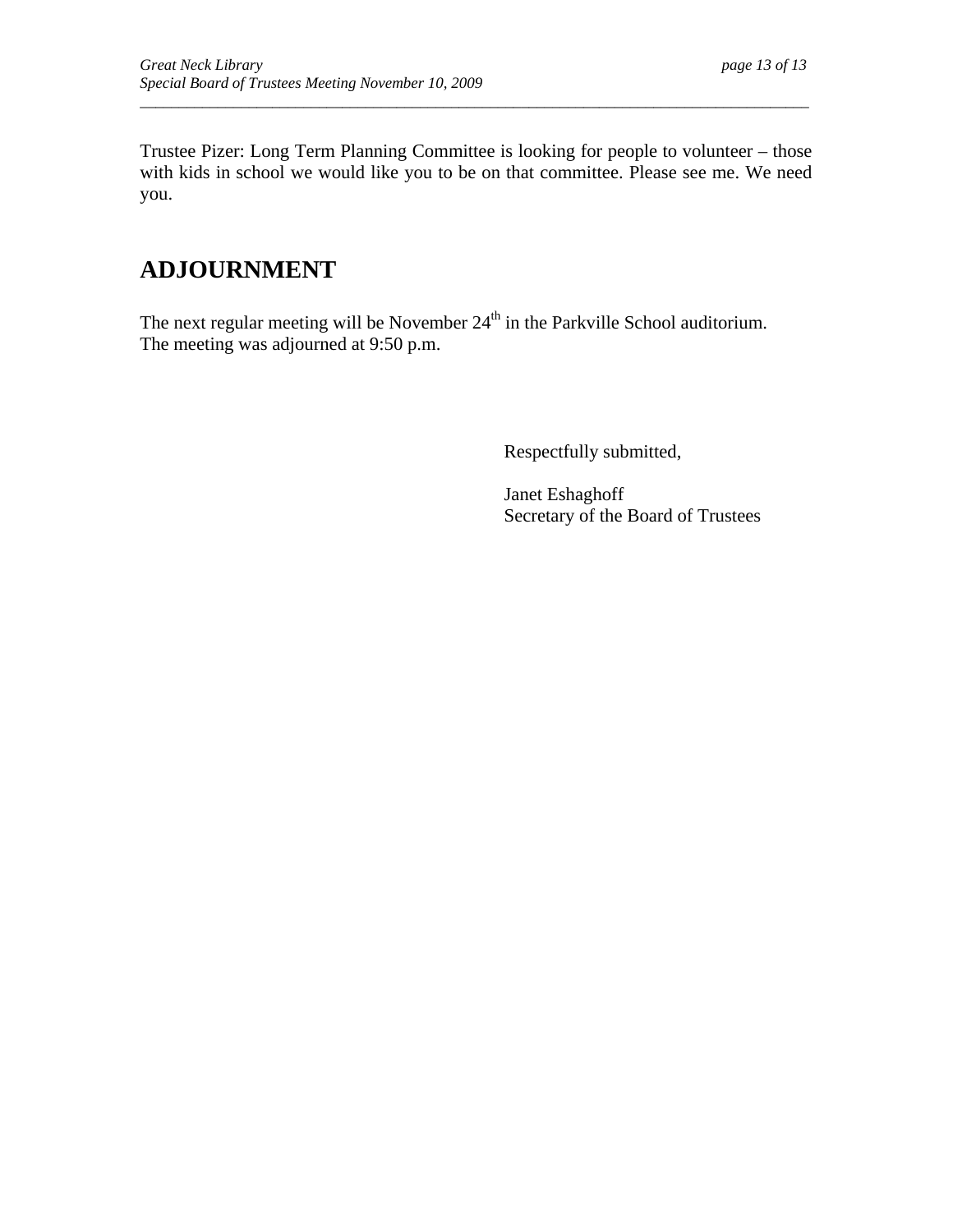Trustee Pizer: Long Term Planning Committee is looking for people to volunteer – those with kids in school we would like you to be on that committee. Please see me. We need you.

## ADJOURNMENT

The next regular meeting will be November 24th in the Parkville School auditorium.
The meeting was adjourned at 9:50 p.m.

Respectfully submitted,

Janet Eshaghoff
Secretary of the Board of Trustees